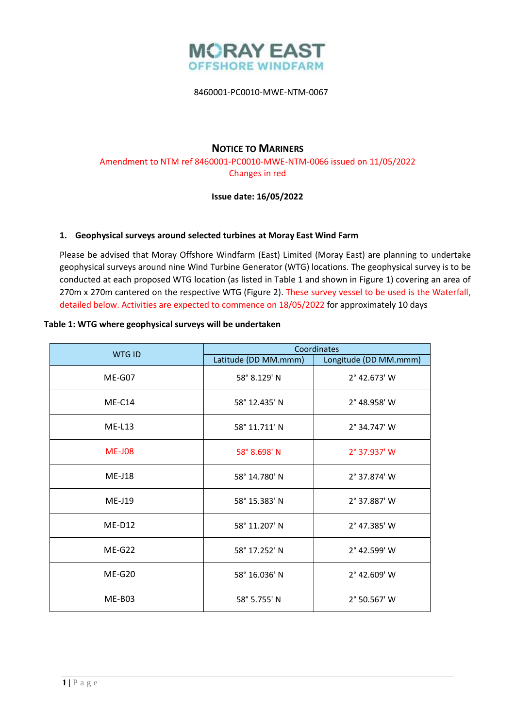MORAY EAST
OFFSHORE WINDFARM

8460001-PC0010-MWE-NTM-0067

# Notice to Mariners

Amendment to NTM ref 8460001-PC0010-MWE-NTM-0066 issued on 11/05/2022
Changes in red

**Issue date: 16/05/2022**

## 1. Geophysical surveys around selected turbines at Moray East Wind Farm

Please be advised that Moray Offshore Windfarm (East) Limited (Moray East) are planning to undertake geophysical surveys around nine Wind Turbine Generator (WTG) locations. The geophysical survey is to be conducted at each proposed WTG location (as listed in Table 1 and shown in Figure 1) covering an area of 270m x 270m cantered on the respective WTG (Figure 2). These survey vessel to be used is the Waterfall, detailed below. Activities are expected to commence on 18/05/2022 for approximately 10 days

**Table 1: WTG where geophysical surveys will be undertaken**

| WTG ID | Coordinates | |
|---|---|---|
| | Latitude (DD MM.mmm) | Longitude (DD MM.mmm) |
| ME-G07 | 58° 8.129' N | 2° 42.673' W |
| ME-C14 | 58° 12.435' N | 2° 48.958' W |
| ME-L13 | 58° 11.711' N | 2° 34.747' W |
| ME-J08 | 58° 8.698' N | 2° 37.937' W |
| ME-J18 | 58° 14.780' N | 2° 37.874' W |
| ME-J19 | 58° 15.383' N | 2° 37.887' W |
| ME-D12 | 58° 11.207' N | 2° 47.385' W |
| ME-G22 | 58° 17.252' N | 2° 42.599' W |
| ME-G20 | 58° 16.036' N | 2° 42.609' W |
| ME-B03 | 58° 5.755' N | 2° 50.567' W |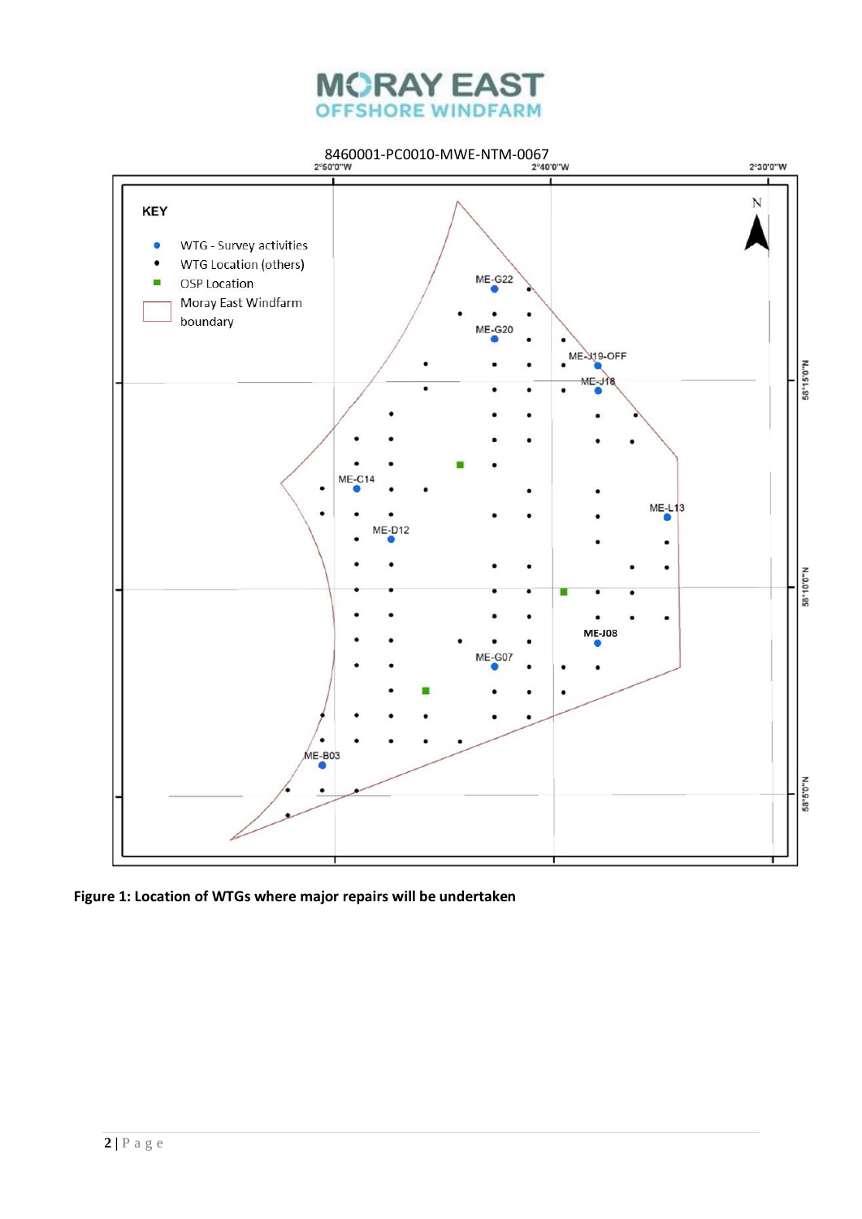8460001-PC0010-MWE-NTM-0067

**Figure 1: Location of WTGs where major repairs will be undertaken**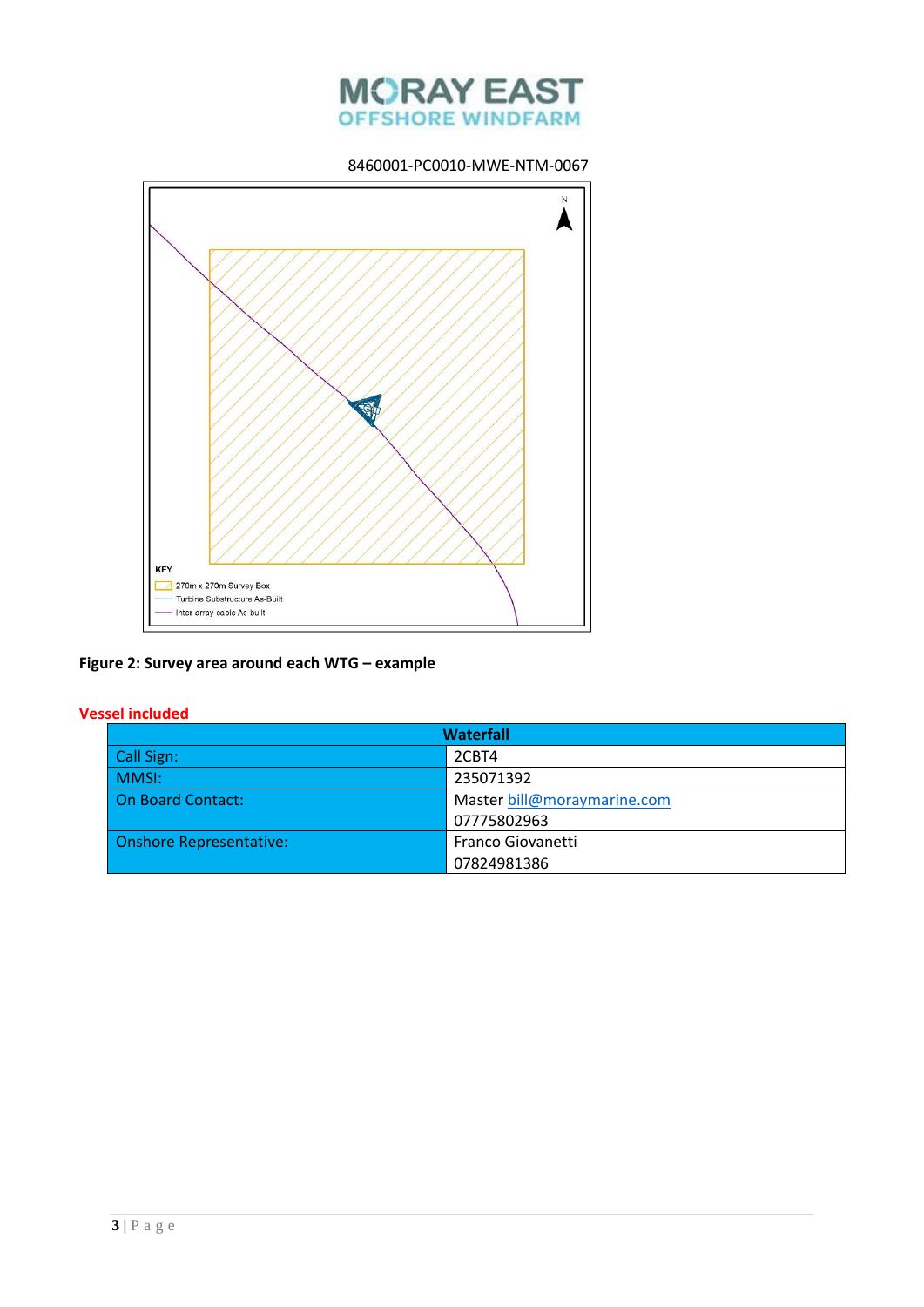8460001-PC0010-MWE-NTM-0067

KEY

270m x 270m Survey Box

Turbine Substructure As-Built

Inter-array cable As-built

**Figure 2: Survey area around each WTG – example**

**Vessel included**

| Waterfall | |
|---|---|
| Call Sign: | 2CBT4 |
| MMSI: | 235071392 |
| On Board Contact: | Master bill@moraymarine.com<br>07775802963 |
| Onshore Representative: | Franco Giovanetti<br>07824981386 |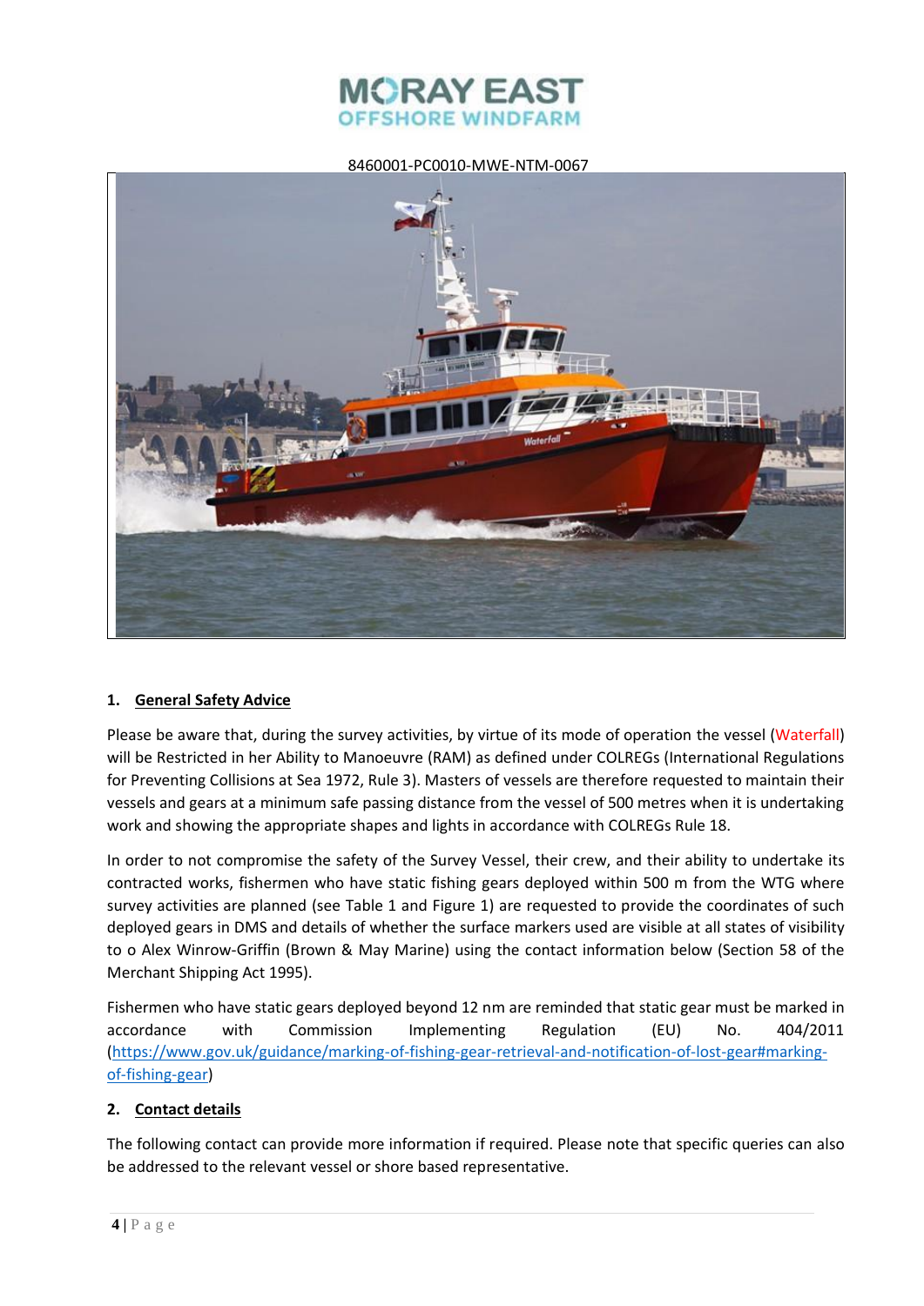8460001-PC0010-MWE-NTM-0067

## 1. General Safety Advice

Please be aware that, during the survey activities, by virtue of its mode of operation the vessel (Waterfall) will be Restricted in her Ability to Manoeuvre (RAM) as defined under COLREGs (International Regulations for Preventing Collisions at Sea 1972, Rule 3). Masters of vessels are therefore requested to maintain their vessels and gears at a minimum safe passing distance from the vessel of 500 metres when it is undertaking work and showing the appropriate shapes and lights in accordance with COLREGs Rule 18.

In order to not compromise the safety of the Survey Vessel, their crew, and their ability to undertake its contracted works, fishermen who have static fishing gears deployed within 500 m from the WTG where survey activities are planned (see Table 1 and Figure 1) are requested to provide the coordinates of such deployed gears in DMS and details of whether the surface markers used are visible at all states of visibility to o Alex Winrow-Griffin (Brown & May Marine) using the contact information below (Section 58 of the Merchant Shipping Act 1995).

Fishermen who have static gears deployed beyond 12 nm are reminded that static gear must be marked in accordance with Commission Implementing Regulation (EU) No. 404/2011 (https://www.gov.uk/guidance/marking-of-fishing-gear-retrieval-and-notification-of-lost-gear#marking-of-fishing-gear)

## 2. Contact details

The following contact can provide more information if required. Please note that specific queries can also be addressed to the relevant vessel or shore based representative.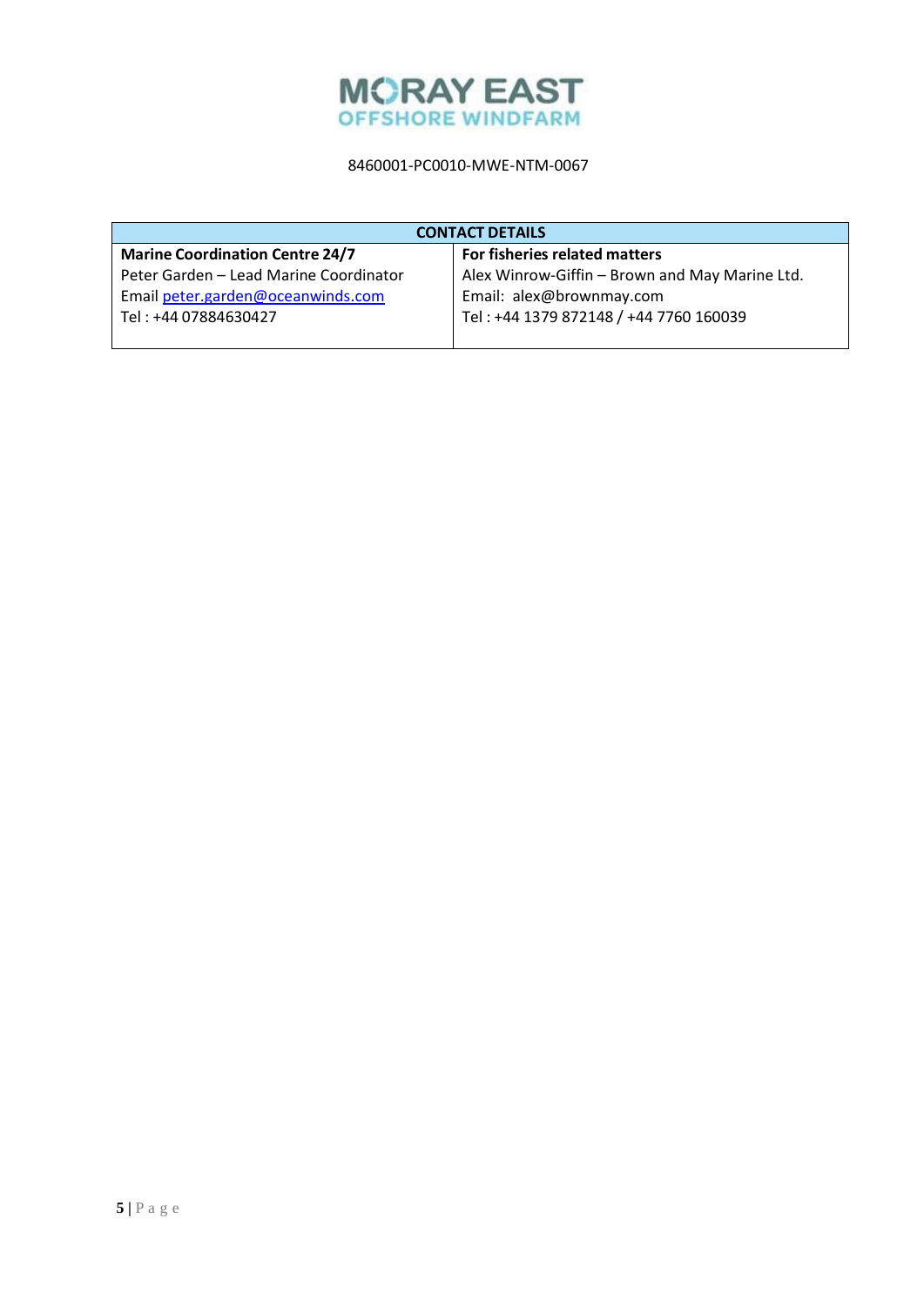MORAY EAST
OFFSHORE WINDFARM

8460001-PC0010-MWE-NTM-0067

| CONTACT DETAILS | |
|---|---|
| **Marine Coordination Centre 24/7**<br>Peter Garden – Lead Marine Coordinator<br>Email peter.garden@oceanwinds.com<br>Tel : +44 07884630427 | **For fisheries related matters**<br>Alex Winrow-Giffin – Brown and May Marine Ltd.<br>Email: alex@brownmay.com<br>Tel : +44 1379 872148 / +44 7760 160039 |